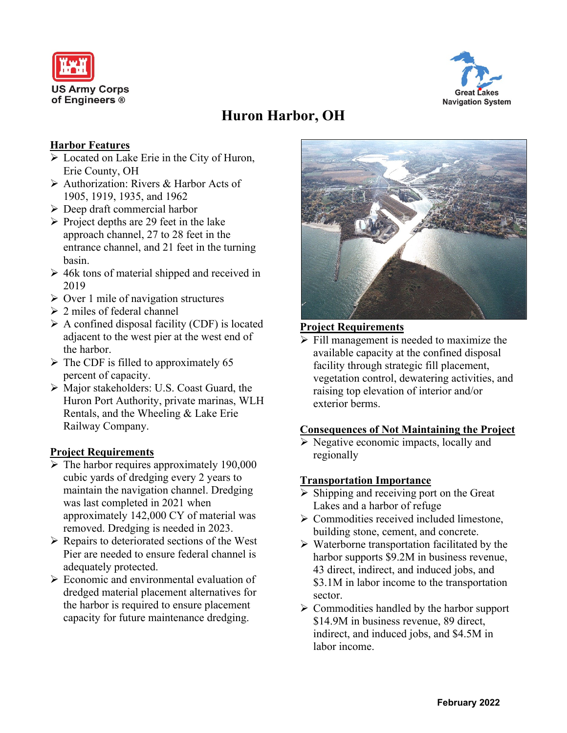US Army Corps of Engineers ®

Great Lakes Navigation System

# Huron Harbor, OH

## Harbor Features

- Located on Lake Erie in the City of Huron, Erie County, OH
- Authorization: Rivers & Harbor Acts of 1905, 1919, 1935, and 1962
- Deep draft commercial harbor
- Project depths are 29 feet in the lake approach channel, 27 to 28 feet in the entrance channel, and 21 feet in the turning basin.
- 46k tons of material shipped and received in 2019
- Over 1 mile of navigation structures
- 2 miles of federal channel
- A confined disposal facility (CDF) is located adjacent to the west pier at the west end of the harbor.
- The CDF is filled to approximately 65 percent of capacity.
- Major stakeholders: U.S. Coast Guard, the Huron Port Authority, private marinas, WLH Rentals, and the Wheeling & Lake Erie Railway Company.

## Project Requirements

- The harbor requires approximately 190,000 cubic yards of dredging every 2 years to maintain the navigation channel. Dredging was last completed in 2021 when approximately 142,000 CY of material was removed. Dredging is needed in 2023.
- Repairs to deteriorated sections of the West Pier are needed to ensure federal channel is adequately protected.
- Economic and environmental evaluation of dredged material placement alternatives for the harbor is required to ensure placement capacity for future maintenance dredging.

## Project Requirements

- Fill management is needed to maximize the available capacity at the confined disposal facility through strategic fill placement, vegetation control, dewatering activities, and raising top elevation of interior and/or exterior berms.

## Consequences of Not Maintaining the Project

- Negative economic impacts, locally and regionally

## Transportation Importance

- Shipping and receiving port on the Great Lakes and a harbor of refuge
- Commodities received included limestone, building stone, cement, and concrete.
- Waterborne transportation facilitated by the harbor supports $9.2M in business revenue, 43 direct, indirect, and induced jobs, and $3.1M in labor income to the transportation sector.
- Commodities handled by the harbor support $14.9M in business revenue, 89 direct, indirect, and induced jobs, and $4.5M in labor income.

February 2022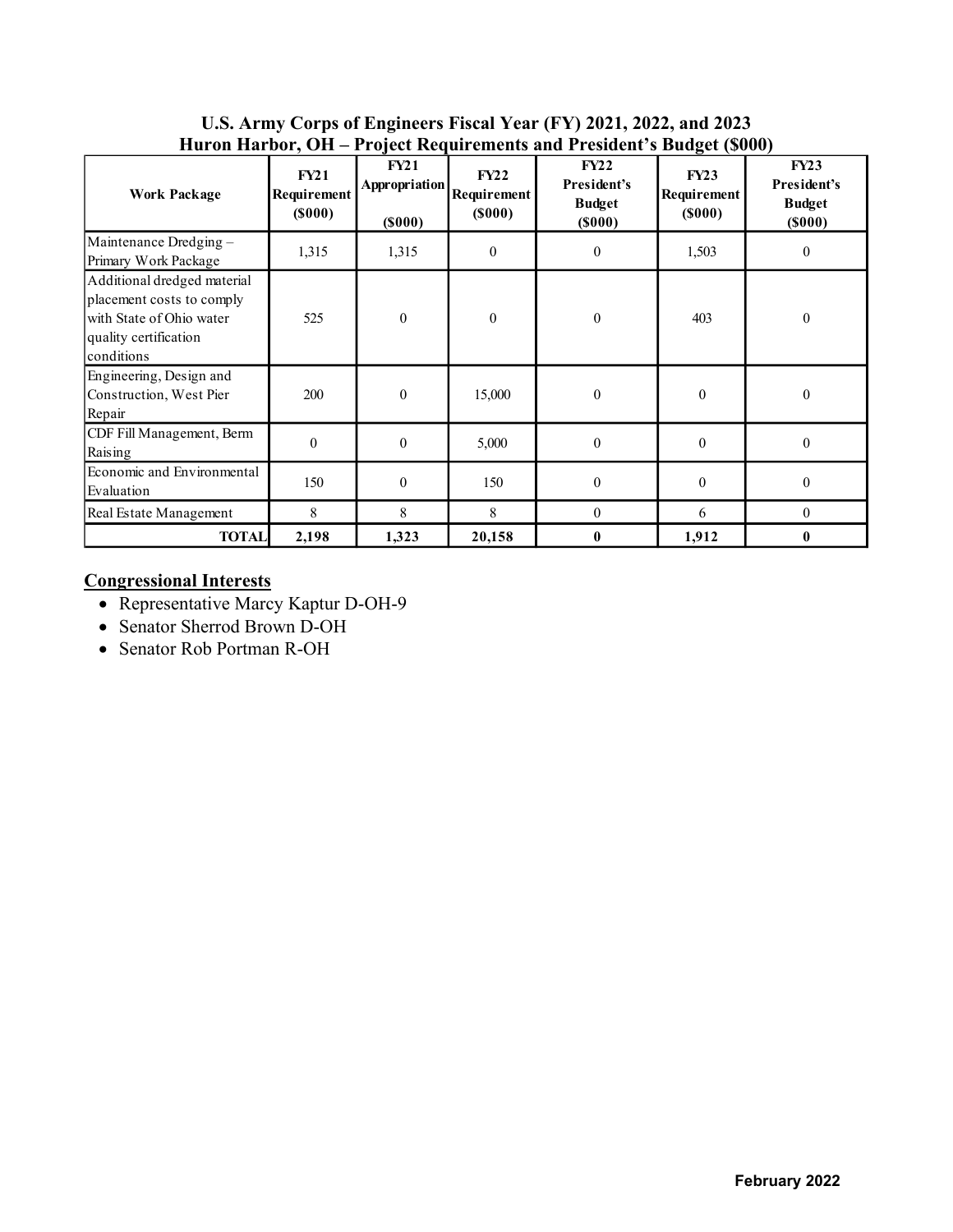**U.S. Army Corps of Engineers Fiscal Year (FY) 2021, 2022, and 2023**
**Huron Harbor, OH – Project Requirements and President's Budget ($000)**

| Work Package | FY21 Requirement ($000) | FY21 Appropriation ($000) | FY22 Requirement ($000) | FY22 President's Budget ($000) | FY23 Requirement ($000) | FY23 President's Budget ($000) |
|---|---|---|---|---|---|---|
| Maintenance Dredging – Primary Work Package | 1,315 | 1,315 | 0 | 0 | 1,503 | 0 |
| Additional dredged material placement costs to comply with State of Ohio water quality certification conditions | 525 | 0 | 0 | 0 | 403 | 0 |
| Engineering, Design and Construction, West Pier Repair | 200 | 0 | 15,000 | 0 | 0 | 0 |
| CDF Fill Management, Berm Raising | 0 | 0 | 5,000 | 0 | 0 | 0 |
| Economic and Environmental Evaluation | 150 | 0 | 150 | 0 | 0 | 0 |
| Real Estate Management | 8 | 8 | 8 | 0 | 6 | 0 |
| **TOTAL** | **2,198** | **1,323** | **20,158** | **0** | **1,912** | **0** |

## Congressional Interests

- Representative Marcy Kaptur D-OH-9
- Senator Sherrod Brown D-OH
- Senator Rob Portman R-OH

February 2022